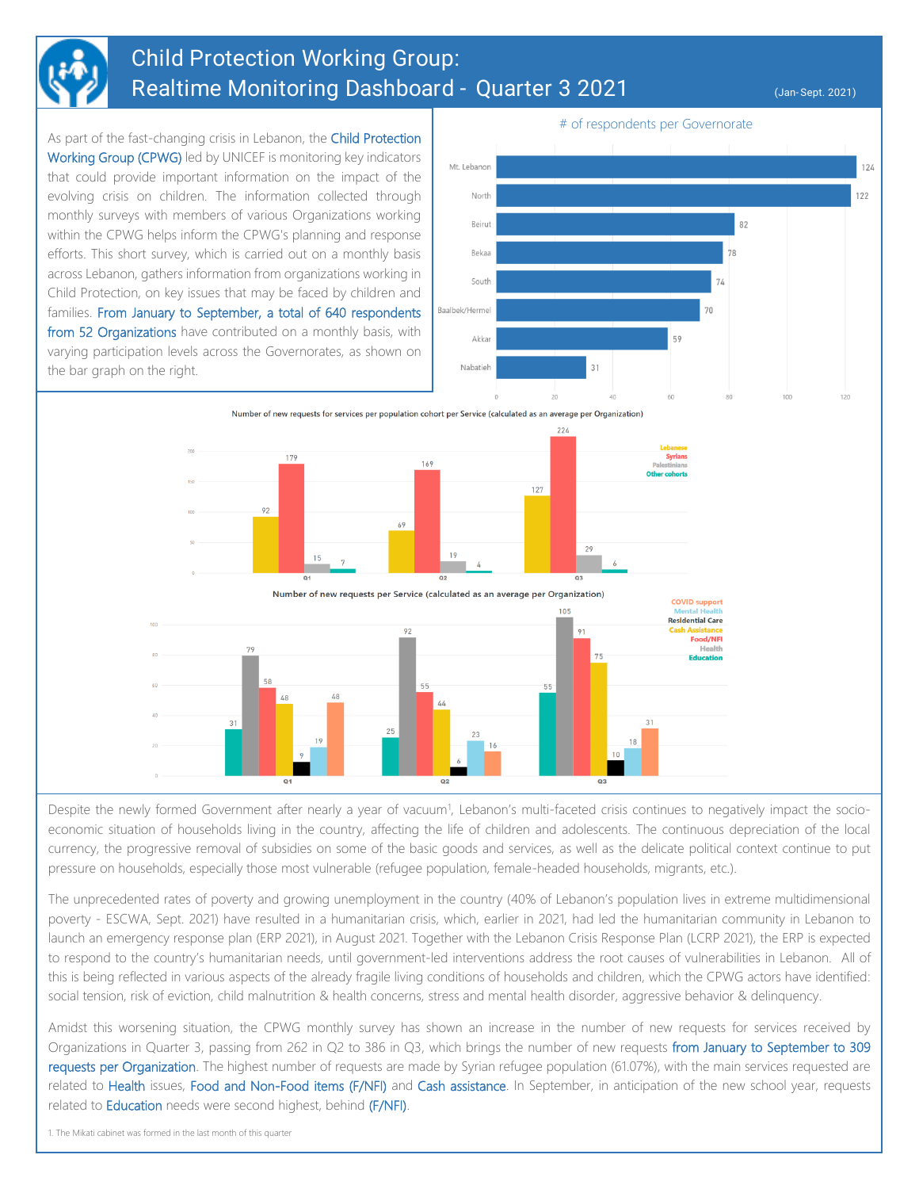# Child Protection Working Group: Realtime Monitoring Dashboard - Quarter 3 2021

(Jan-Sept. 2021)

As part of the fast-changing crisis in Lebanon, the Child Protection Working Group (CPWG) led by UNICEF is monitoring key indicators that could provide important information on the impact of the evolving crisis on children. The information collected through monthly surveys with members of various Organizations working within the CPWG helps inform the CPWG's planning and response efforts. This short survey, which is carried out on a monthly basis across Lebanon, gathers information from organizations working in Child Protection, on key issues that may be faced by children and families. From January to September, a total of 640 respondents from 52 Organizations have contributed on a monthly basis, with varying participation levels across the Governorates, as shown on the bar graph on the right.

**# of respondents per Governorate**

| Governorate | # of respondents |
|---|---|
| Mt. Lebanon | 124 |
| North | 122 |
| Beirut | 82 |
| Bekaa | 78 |
| South | 74 |
| Baalbek/Hermel | 70 |
| Akkar | 59 |
| Nabatieh | 31 |

**Number of new requests for services per population cohort per Service (calculated as an average per Organization)**

| | Lebanese | Syrians | Palestinians | Other cohorts |
|---|---|---|---|---|
| Q1 | 92 | 179 | 15 | 7 |
| Q2 | 69 | 169 | 19 | 4 |
| Q3 | 127 | 224 | 29 | 6 |

**Number of new requests per Service (calculated as an average per Organization)**

| | Education | Health | Food/NFI | Cash Assistance | Residential Care | Mental Health | COVID support |
|---|---|---|---|---|---|---|---|
| Q1 | 31 | 79 | 58 | 48 | 9 | 19 | 48 |
| Q2 | 25 | 92 | 55 | 44 | 6 | 23 | 16 |
| Q3 | 55 | 105 | 91 | 75 | 10 | 18 | 31 |

Despite the newly formed Government after nearly a year of vacuum[1], Lebanon's multi-faceted crisis continues to negatively impact the socio-economic situation of households living in the country, affecting the life of children and adolescents. The continuous depreciation of the local currency, the progressive removal of subsidies on some of the basic goods and services, as well as the delicate political context continue to put pressure on households, especially those most vulnerable (refugee population, female-headed households, migrants, etc.).

The unprecedented rates of poverty and growing unemployment in the country (40% of Lebanon's population lives in extreme multidimensional poverty - ESCWA, Sept. 2021) have resulted in a humanitarian crisis, which, earlier in 2021, had led the humanitarian community in Lebanon to launch an emergency response plan (ERP 2021), in August 2021. Together with the Lebanon Crisis Response Plan (LCRP 2021), the ERP is expected to respond to the country's humanitarian needs, until government-led interventions address the root causes of vulnerabilities in Lebanon. All of this is being reflected in various aspects of the already fragile living conditions of households and children, which the CPWG actors have identified: social tension, risk of eviction, child malnutrition & health concerns, stress and mental health disorder, aggressive behavior & delinquency.

Amidst this worsening situation, the CPWG monthly survey has shown an increase in the number of new requests for services received by Organizations in Quarter 3, passing from 262 in Q2 to 386 in Q3, which brings the number of new requests from January to September to 309 requests per Organization. The highest number of requests are made by Syrian refugee population (61.07%), with the main services requested are related to Health issues, Food and Non-Food items (F/NFI) and Cash assistance. In September, in anticipation of the new school year, requests related to Education needs were second highest, behind (F/NFI).

1. The Mikati cabinet was formed in the last month of this quarter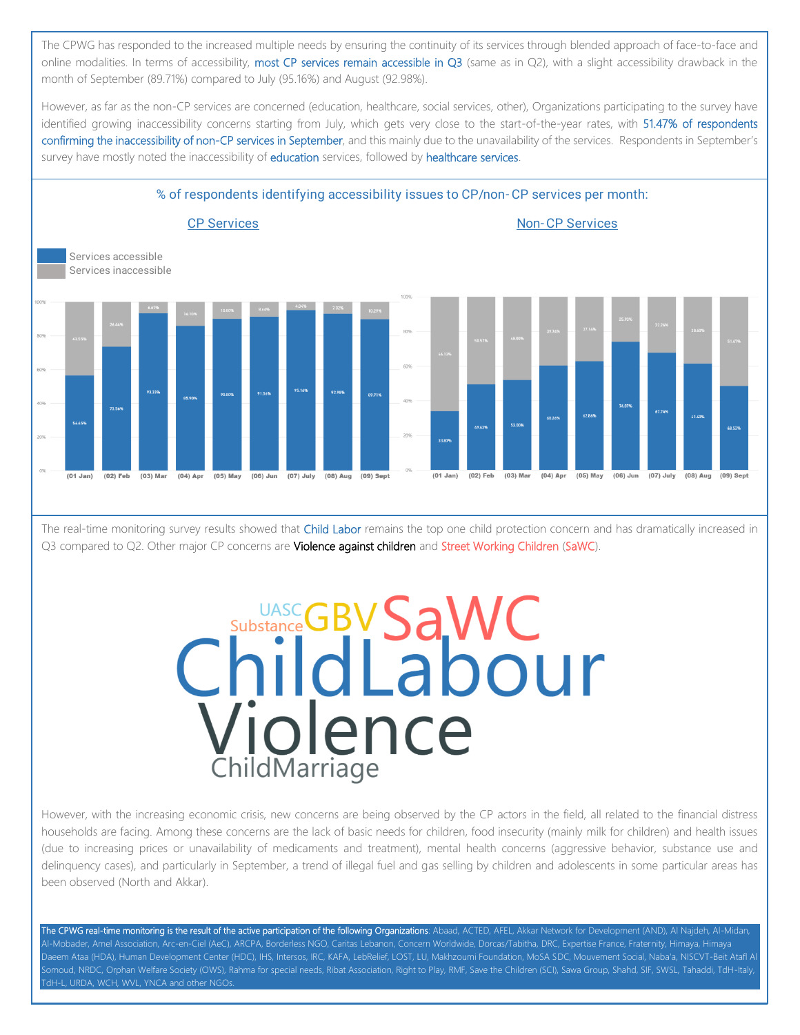The CPWG has responded to the increased multiple needs by ensuring the continuity of its services through blended approach of face-to-face and online modalities. In terms of accessibility, most CP services remain accessible in Q3 (same as in Q2), with a slight accessibility drawback in the month of September (89.71%) compared to July (95.16%) and August (92.98%).

However, as far as the non-CP services are concerned (education, healthcare, social services, other), Organizations participating to the survey have identified growing inaccessibility concerns starting from July, which gets very close to the start-of-the-year rates, with 51.47% of respondents confirming the inaccessibility of non-CP services in September, and this mainly due to the unavailability of the services. Respondents in September's survey have mostly noted the inaccessibility of education services, followed by healthcare services.

## % of respondents identifying accessibility issues to CP/non- CP services per month:

### CP Services

Services accessible
Services inaccessible

100%
80%
60%
40%
20%
0%

(01 Jan) 56.45% 43.55%
(02) Feb 73.56% 26.44%
(03) Mar 93.33% 6.67%
(04) Apr 85.90% 14.10%
(05) May 90.00% 10.00%
(06) Jun 91.36% 8.64%
(07) July 95.16% 4.84%
(08) Aug 92.98% 7.02%
(09) Sept 89.71% 10.29%

### Non- CP Services

100%
80%
60%
40%
20%
0%

(01 Jan) 33.87% 66.13%
(02) Feb 49.43% 50.57%
(03) Mar 52.00% 48.00%
(04) Apr 60.26% 39.74%
(05) May 62.86% 37.14%
(06) Jun 74.07% 25.93%
(07) July 67.74% 32.26%
(08) Aug 61.40% 38.60%
(09) Sept 48.53% 51.47%

The real-time monitoring survey results showed that Child Labor remains the top one child protection concern and has dramatically increased in Q3 compared to Q2. Other major CP concerns are Violence against children and Street Working Children (SaWC).

UASC Substance GBV SaWC ChildLabour Violence ChildMarriage

However, with the increasing economic crisis, new concerns are being observed by the CP actors in the field, all related to the financial distress households are facing. Among these concerns are the lack of basic needs for children, food insecurity (mainly milk for children) and health issues (due to increasing prices or unavailability of medicaments and treatment), mental health concerns (aggressive behavior, substance use and delinquency cases), and particularly in September, a trend of illegal fuel and gas selling by children and adolescents in some particular areas has been observed (North and Akkar).

The CPWG real-time monitoring is the result of the active participation of the following Organizations: Abaad, ACTED, AFEL, Akkar Network for Development (AND), Al Najdeh, Al-Midan, Al-Mobader, Amel Association, Arc-en-Ciel (AeC), ARCPA, Borderless NGO, Caritas Lebanon, Concern Worldwide, Dorcas/Tabitha, DRC, Expertise France, Fraternity, Himaya, Himaya Daeem Ataa (HDA), Human Development Center (HDC), IHS, Intersos, IRC, KAFA, LebRelief, LOST, LU, Makhzoumi Foundation, MoSA SDC, Mouvement Social, Naba'a, NISCVT-Beit Atafl Al Somoud, NRDC, Orphan Welfare Society (OWS), Rahma for special needs, Ribat Association, Right to Play, RMF, Save the Children (SCI), Sawa Group, Shahd, SIF, SWSL, Tahaddi, TdH-Italy, TdH-L, URDA, WCH, WVL, YNCA and other NGOs.